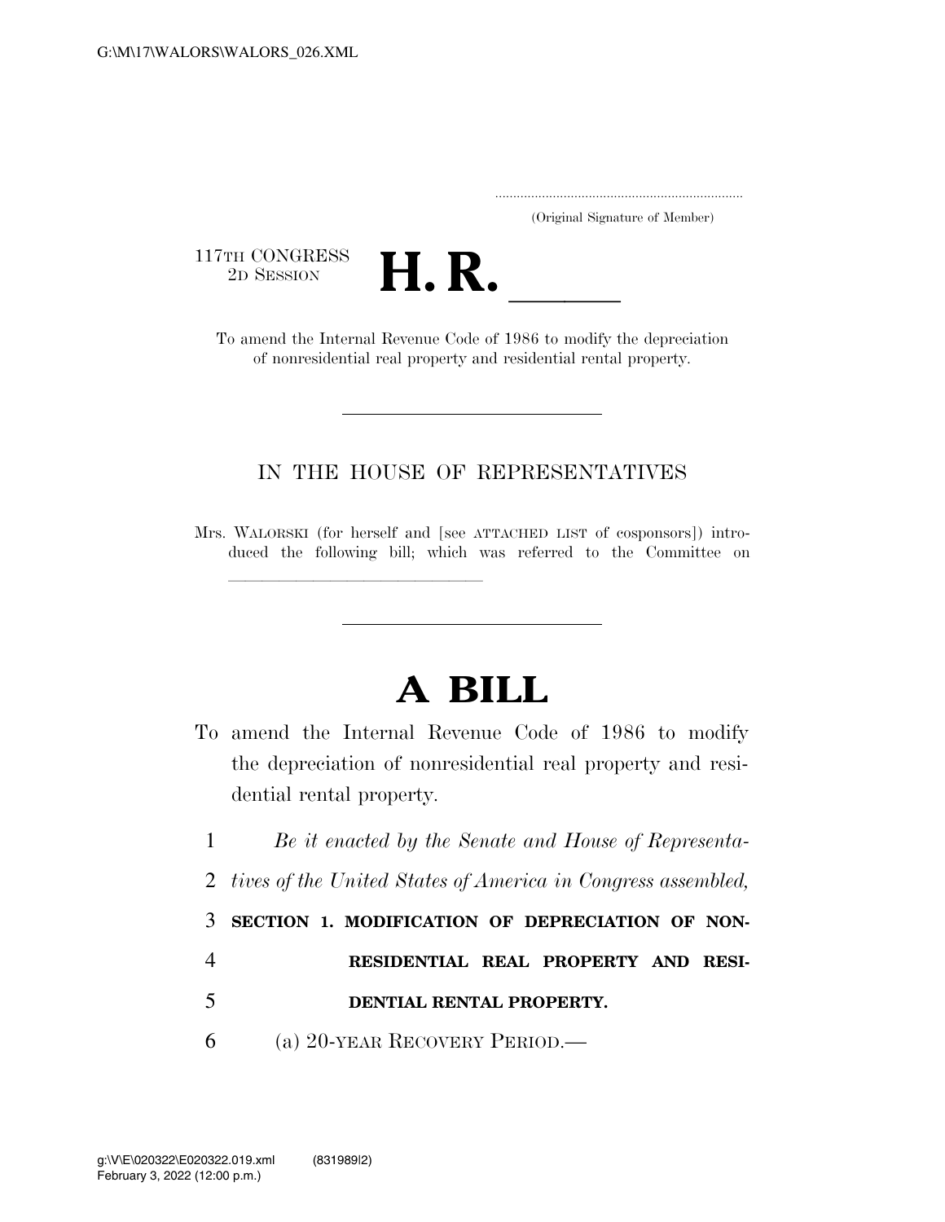.....................................................................
(Original Signature of Member)

117TH CONGRESS
2D SESSION

# H. R. ____

To amend the Internal Revenue Code of 1986 to modify the depreciation of nonresidential real property and residential rental property.

---

IN THE HOUSE OF REPRESENTATIVES

Mrs. WALORSKI (for herself and [see ATTACHED LIST of cosponsors]) introduced the following bill; which was referred to the Committee on ______________________________

---

# A BILL

To amend the Internal Revenue Code of 1986 to modify the depreciation of nonresidential real property and residential rental property.

1 *Be it enacted by the Senate and House of Representa-*
2 *tives of the United States of America in Congress assembled,*
3 **SECTION 1. MODIFICATION OF DEPRECIATION OF NON-**
4 **RESIDENTIAL REAL PROPERTY AND RESI-**
5 **DENTIAL RENTAL PROPERTY.**
6 (a) 20-YEAR RECOVERY PERIOD.—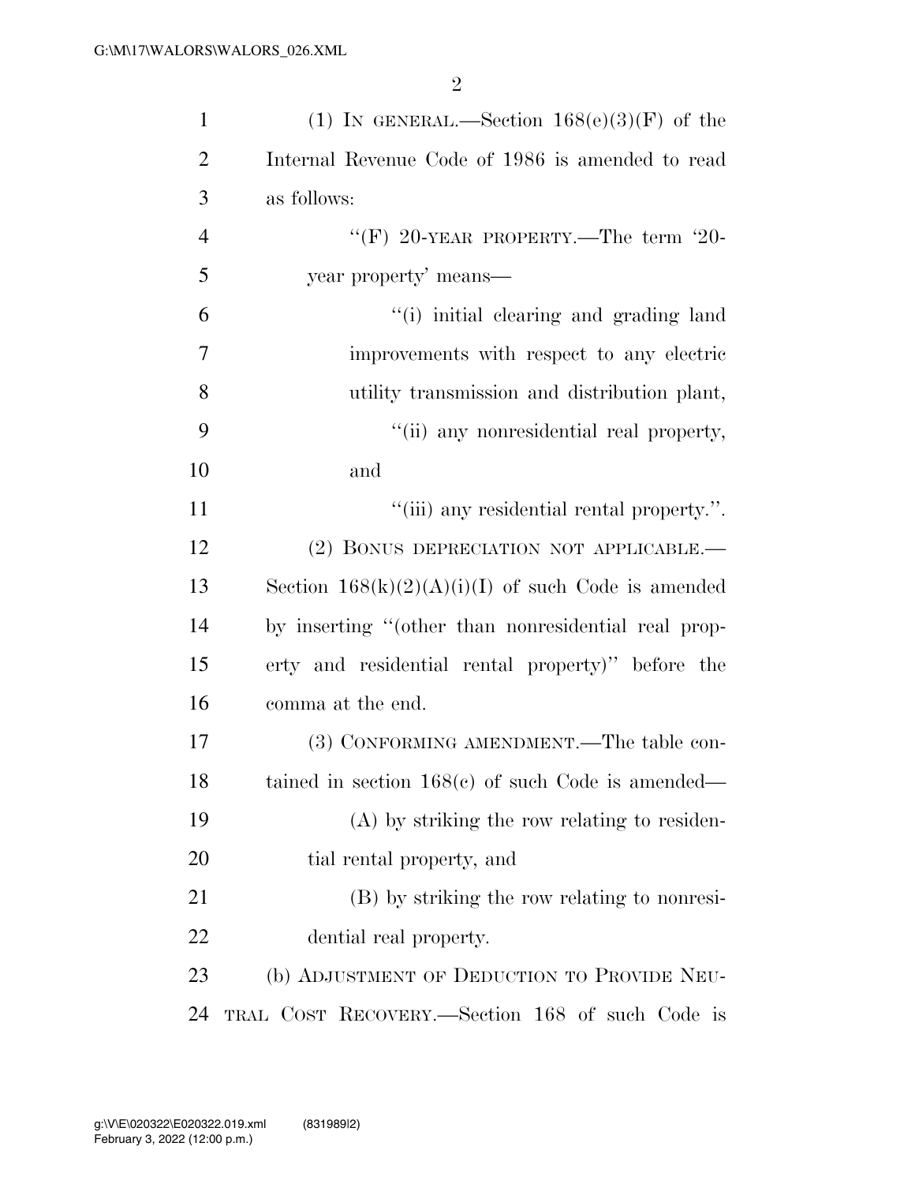(1) In general.—Section 168(e)(3)(F) of the Internal Revenue Code of 1986 is amended to read as follows:

"(F) 20-year property.—The term '20-year property' means—

"(i) initial clearing and grading land improvements with respect to any electric utility transmission and distribution plant,

"(ii) any nonresidential real property, and

"(iii) any residential rental property.".

(2) Bonus depreciation not applicable.—Section 168(k)(2)(A)(i)(I) of such Code is amended by inserting "(other than nonresidential real property and residential rental property)" before the comma at the end.

(3) Conforming amendment.—The table contained in section 168(c) of such Code is amended—

(A) by striking the row relating to residential rental property, and

(B) by striking the row relating to nonresidential real property.

(b) Adjustment of Deduction to Provide Neutral Cost Recovery.—Section 168 of such Code is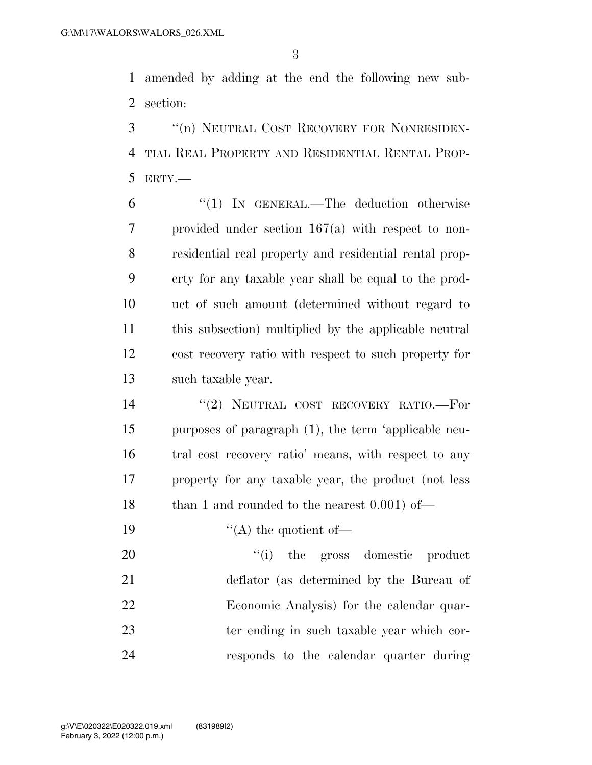amended by adding at the end the following new subsection:

"(n) NEUTRAL COST RECOVERY FOR NONRESIDENTIAL REAL PROPERTY AND RESIDENTIAL RENTAL PROPERTY.—

"(1) IN GENERAL.—The deduction otherwise provided under section 167(a) with respect to nonresidential real property and residential rental property for any taxable year shall be equal to the product of such amount (determined without regard to this subsection) multiplied by the applicable neutral cost recovery ratio with respect to such property for such taxable year.

"(2) NEUTRAL COST RECOVERY RATIO.—For purposes of paragraph (1), the term 'applicable neutral cost recovery ratio' means, with respect to any property for any taxable year, the product (not less than 1 and rounded to the nearest 0.001) of—

"(A) the quotient of—

"(i) the gross domestic product deflator (as determined by the Bureau of Economic Analysis) for the calendar quarter ending in such taxable year which corresponds to the calendar quarter during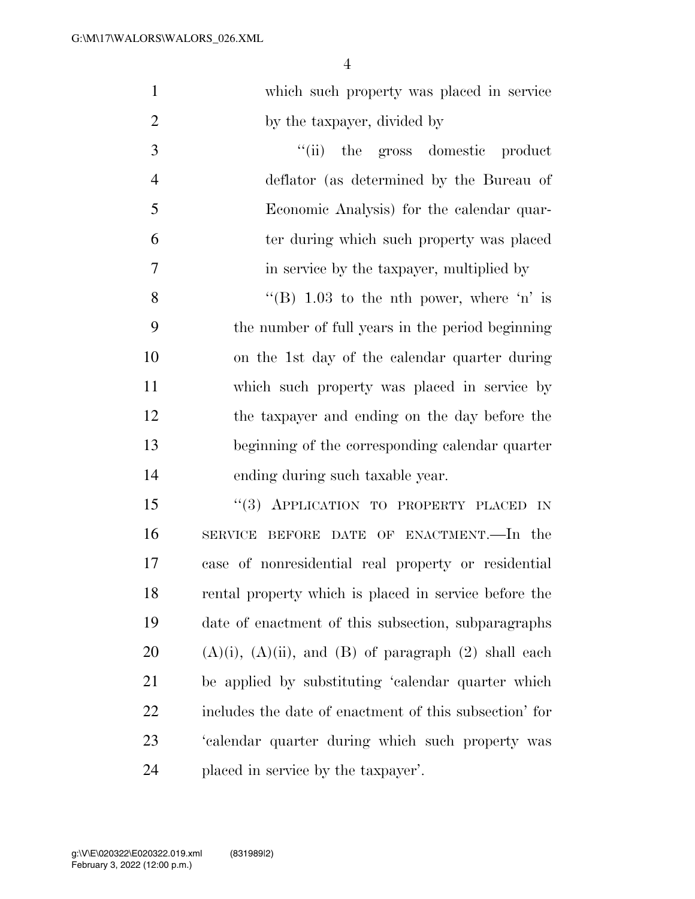which such property was placed in service by the taxpayer, divided by

"(ii) the gross domestic product deflator (as determined by the Bureau of Economic Analysis) for the calendar quarter during which such property was placed in service by the taxpayer, multiplied by

"(B) 1.03 to the nth power, where 'n' is the number of full years in the period beginning on the 1st day of the calendar quarter during which such property was placed in service by the taxpayer and ending on the day before the beginning of the corresponding calendar quarter ending during such taxable year.

"(3) APPLICATION TO PROPERTY PLACED IN SERVICE BEFORE DATE OF ENACTMENT.—In the case of nonresidential real property or residential rental property which is placed in service before the date of enactment of this subsection, subparagraphs (A)(i), (A)(ii), and (B) of paragraph (2) shall each be applied by substituting 'calendar quarter which includes the date of enactment of this subsection' for 'calendar quarter during which such property was placed in service by the taxpayer'.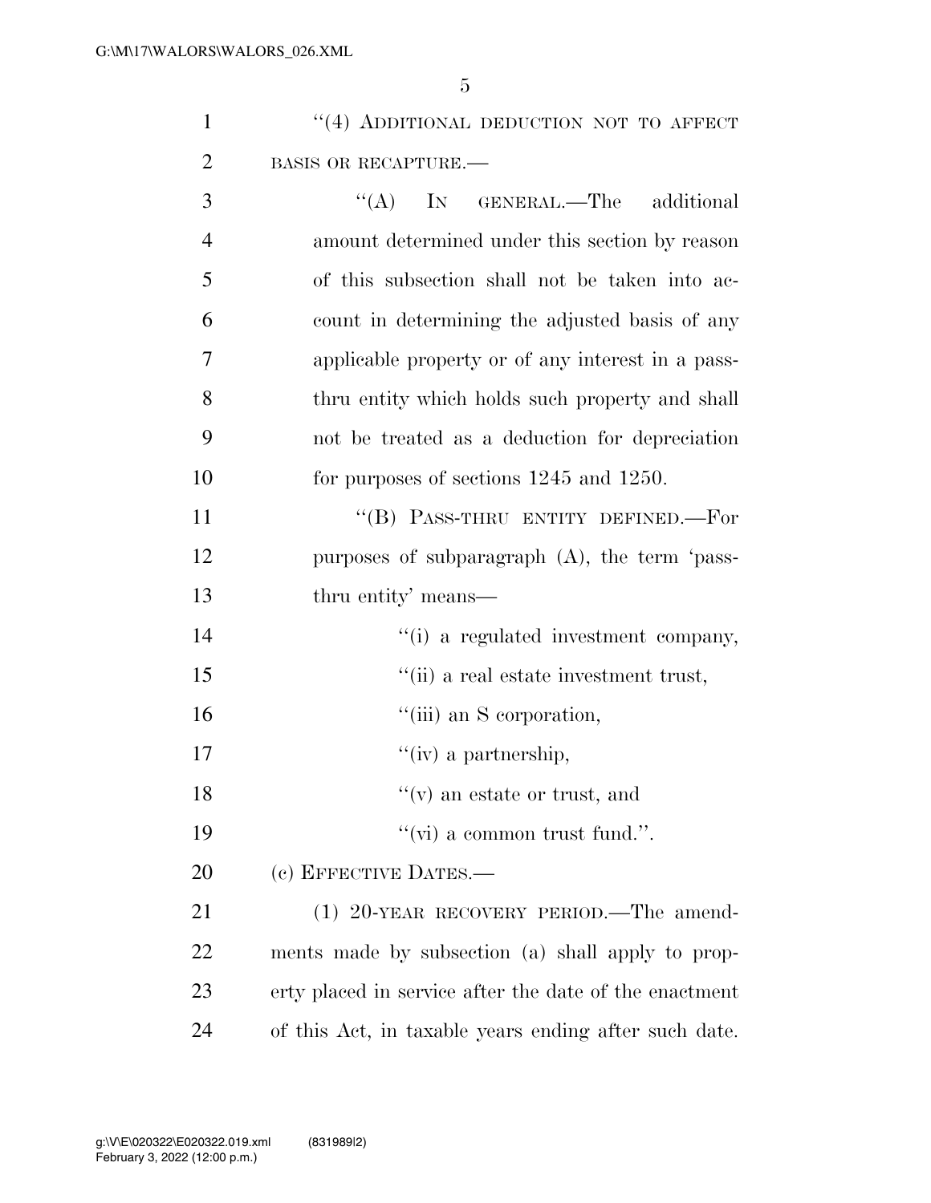"(4) ADDITIONAL DEDUCTION NOT TO AFFECT BASIS OR RECAPTURE.—

"(A) IN GENERAL.—The additional amount determined under this section by reason of this subsection shall not be taken into account in determining the adjusted basis of any applicable property or of any interest in a pass-thru entity which holds such property and shall not be treated as a deduction for depreciation for purposes of sections 1245 and 1250.

"(B) PASS-THRU ENTITY DEFINED.—For purposes of subparagraph (A), the term 'pass-thru entity' means—

"(i) a regulated investment company,

"(ii) a real estate investment trust,

"(iii) an S corporation,

"(iv) a partnership,

"(v) an estate or trust, and

"(vi) a common trust fund.".

(c) EFFECTIVE DATES.—

(1) 20-YEAR RECOVERY PERIOD.—The amendments made by subsection (a) shall apply to property placed in service after the date of the enactment of this Act, in taxable years ending after such date.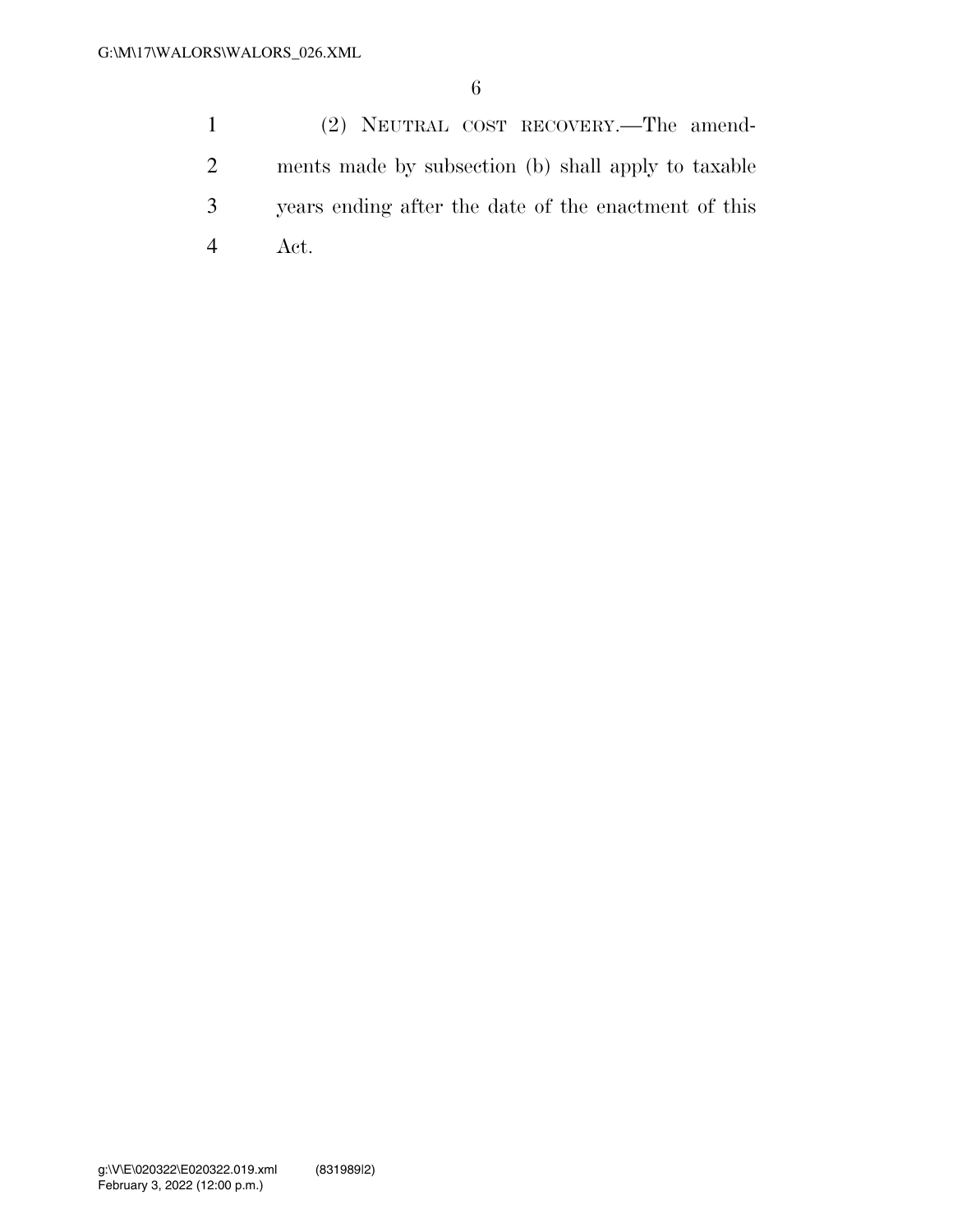(2) NEUTRAL COST RECOVERY.—The amendments made by subsection (b) shall apply to taxable years ending after the date of the enactment of this Act.